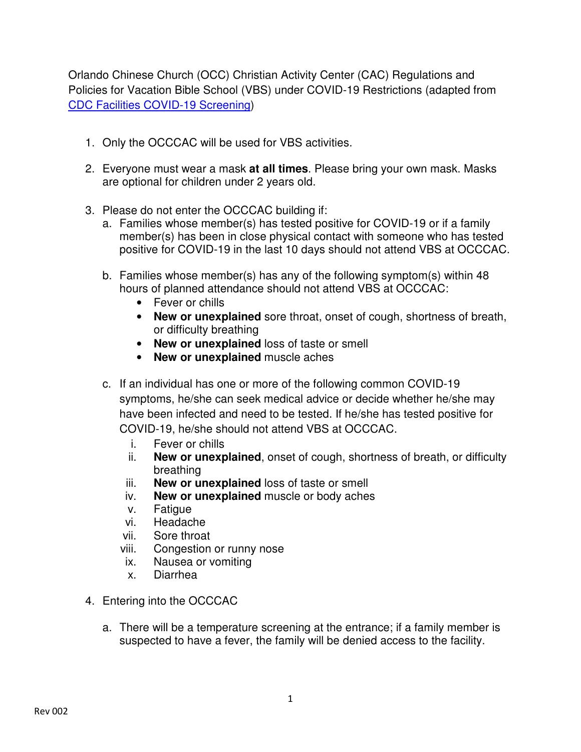Orlando Chinese Church (OCC) Christian Activity Center (CAC) Regulations and Policies for Vacation Bible School (VBS) under COVID-19 Restrictions (adapted from [CDC Facilities COVID-19 Screening](#))

1. Only the OCCCAC will be used for VBS activities.

2. Everyone must wear a mask **at all times**. Please bring your own mask. Masks are optional for children under 2 years old.

3. Please do not enter the OCCCAC building if:
   a. Families whose member(s) has tested positive for COVID-19 or if a family member(s) has been in close physical contact with someone who has tested positive for COVID-19 in the last 10 days should not attend VBS at OCCCAC.

   b. Families whose member(s) has any of the following symptom(s) within 48 hours of planned attendance should not attend VBS at OCCCAC:
      - Fever or chills
      - **New or unexplained** sore throat, onset of cough, shortness of breath, or difficulty breathing
      - **New or unexplained** loss of taste or smell
      - **New or unexplained** muscle aches

   c. If an individual has one or more of the following common COVID-19 symptoms, he/she can seek medical advice or decide whether he/she may have been infected and need to be tested. If he/she has tested positive for COVID-19, he/she should not attend VBS at OCCCAC.
      i. Fever or chills
      ii. **New or unexplained**, onset of cough, shortness of breath, or difficulty breathing
      iii. **New or unexplained** loss of taste or smell
      iv. **New or unexplained** muscle or body aches
      v. Fatigue
      vi. Headache
      vii. Sore throat
      viii. Congestion or runny nose
      ix. Nausea or vomiting
      x. Diarrhea

4. Entering into the OCCCAC

   a. There will be a temperature screening at the entrance; if a family member is suspected to have a fever, the family will be denied access to the facility.

Rev 002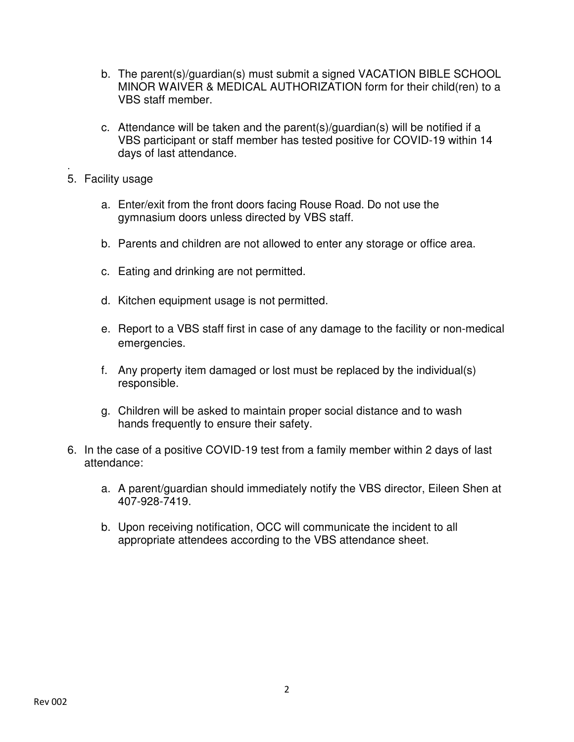b. The parent(s)/guardian(s) must submit a signed VACATION BIBLE SCHOOL MINOR WAIVER & MEDICAL AUTHORIZATION form for their child(ren) to a VBS staff member.

c. Attendance will be taken and the parent(s)/guardian(s) will be notified if a VBS participant or staff member has tested positive for COVID-19 within 14 days of last attendance.

.

5. Facility usage

   a. Enter/exit from the front doors facing Rouse Road. Do not use the gymnasium doors unless directed by VBS staff.

   b. Parents and children are not allowed to enter any storage or office area.

   c. Eating and drinking are not permitted.

   d. Kitchen equipment usage is not permitted.

   e. Report to a VBS staff first in case of any damage to the facility or non-medical emergencies.

   f. Any property item damaged or lost must be replaced by the individual(s) responsible.

   g. Children will be asked to maintain proper social distance and to wash hands frequently to ensure their safety.

6. In the case of a positive COVID-19 test from a family member within 2 days of last attendance:

   a. A parent/guardian should immediately notify the VBS director, Eileen Shen at 407-928-7419.

   b. Upon receiving notification, OCC will communicate the incident to all appropriate attendees according to the VBS attendance sheet.

Rev 002